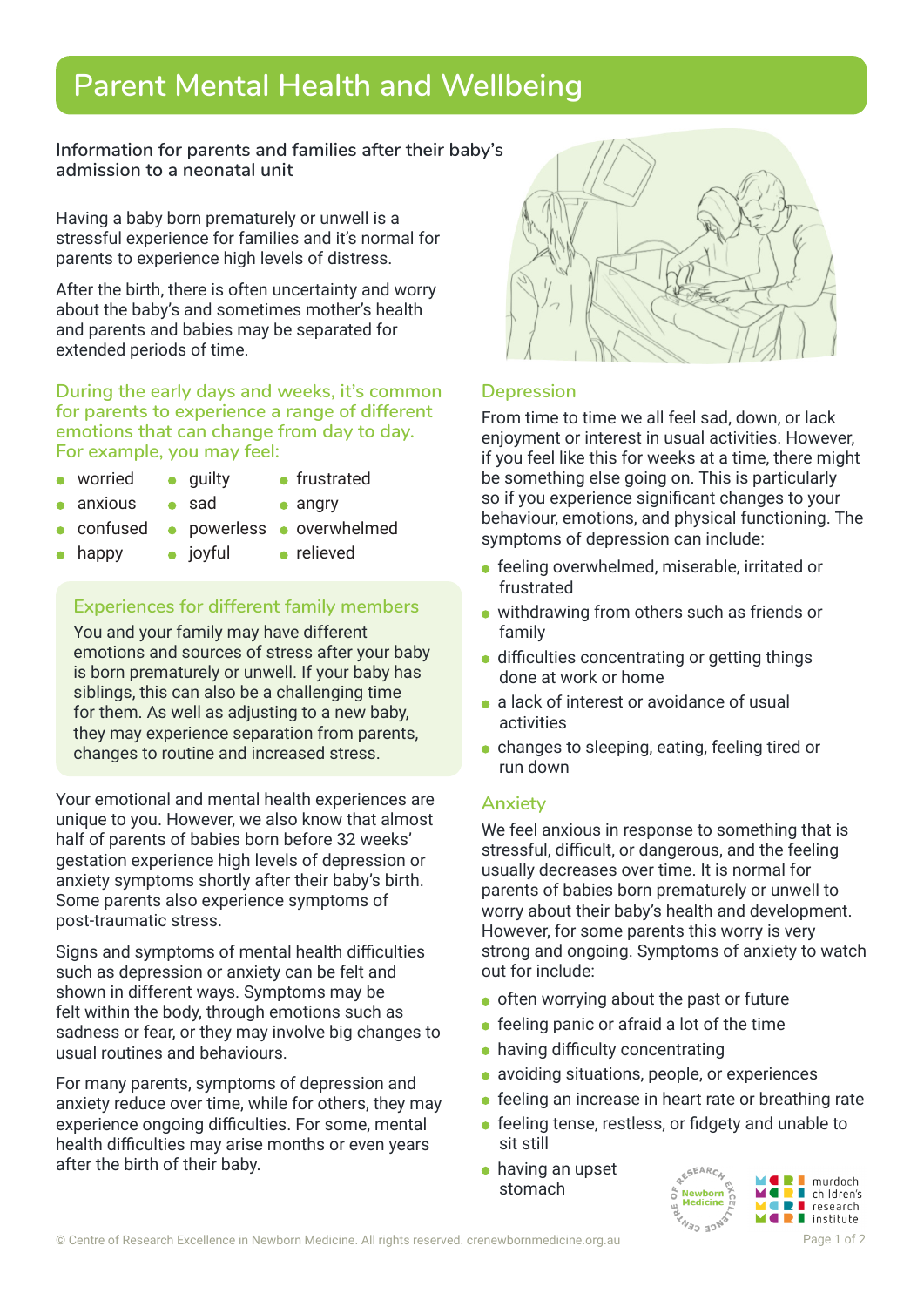# Parent Mental Health and Wellbeing

**Information for parents and families after their baby's admission to a neonatal unit**

Having a baby born prematurely or unwell is a stressful experience for families and it's normal for parents to experience high levels of distress.

After the birth, there is often uncertainty and worry about the baby's and sometimes mother's health and parents and babies may be separated for extended periods of time.

### During the early days and weeks, it's common for parents to experience a range of different emotions that can change from day to day. For example, you may feel:

- worried
- anxious
- confused
- happy
- guilty
- sad
- powerless
- joyful
- frustrated
- angry
- overwhelmed
- relieved

### Experiences for different family members

You and your family may have different emotions and sources of stress after your baby is born prematurely or unwell. If your baby has siblings, this can also be a challenging time for them. As well as adjusting to a new baby, they may experience separation from parents, changes to routine and increased stress.

Your emotional and mental health experiences are unique to you. However, we also know that almost half of parents of babies born before 32 weeks' gestation experience high levels of depression or anxiety symptoms shortly after their baby's birth. Some parents also experience symptoms of post-traumatic stress.

Signs and symptoms of mental health difficulties such as depression or anxiety can be felt and shown in different ways. Symptoms may be felt within the body, through emotions such as sadness or fear, or they may involve big changes to usual routines and behaviours.

For many parents, symptoms of depression and anxiety reduce over time, while for others, they may experience ongoing difficulties. For some, mental health difficulties may arise months or even years after the birth of their baby.

## Depression

From time to time we all feel sad, down, or lack enjoyment or interest in usual activities. However, if you feel like this for weeks at a time, there might be something else going on. This is particularly so if you experience significant changes to your behaviour, emotions, and physical functioning. The symptoms of depression can include:

- feeling overwhelmed, miserable, irritated or frustrated
- withdrawing from others such as friends or family
- difficulties concentrating or getting things done at work or home
- a lack of interest or avoidance of usual activities
- changes to sleeping, eating, feeling tired or run down

## Anxiety

We feel anxious in response to something that is stressful, difficult, or dangerous, and the feeling usually decreases over time. It is normal for parents of babies born prematurely or unwell to worry about their baby's health and development. However, for some parents this worry is very strong and ongoing. Symptoms of anxiety to watch out for include:

- often worrying about the past or future
- feeling panic or afraid a lot of the time
- having difficulty concentrating
- avoiding situations, people, or experiences
- feeling an increase in heart rate or breathing rate
- feeling tense, restless, or fidgety and unable to sit still
- having an upset stomach

© Centre of Research Excellence in Newborn Medicine. All rights reserved. crenewbornmedicine.org.au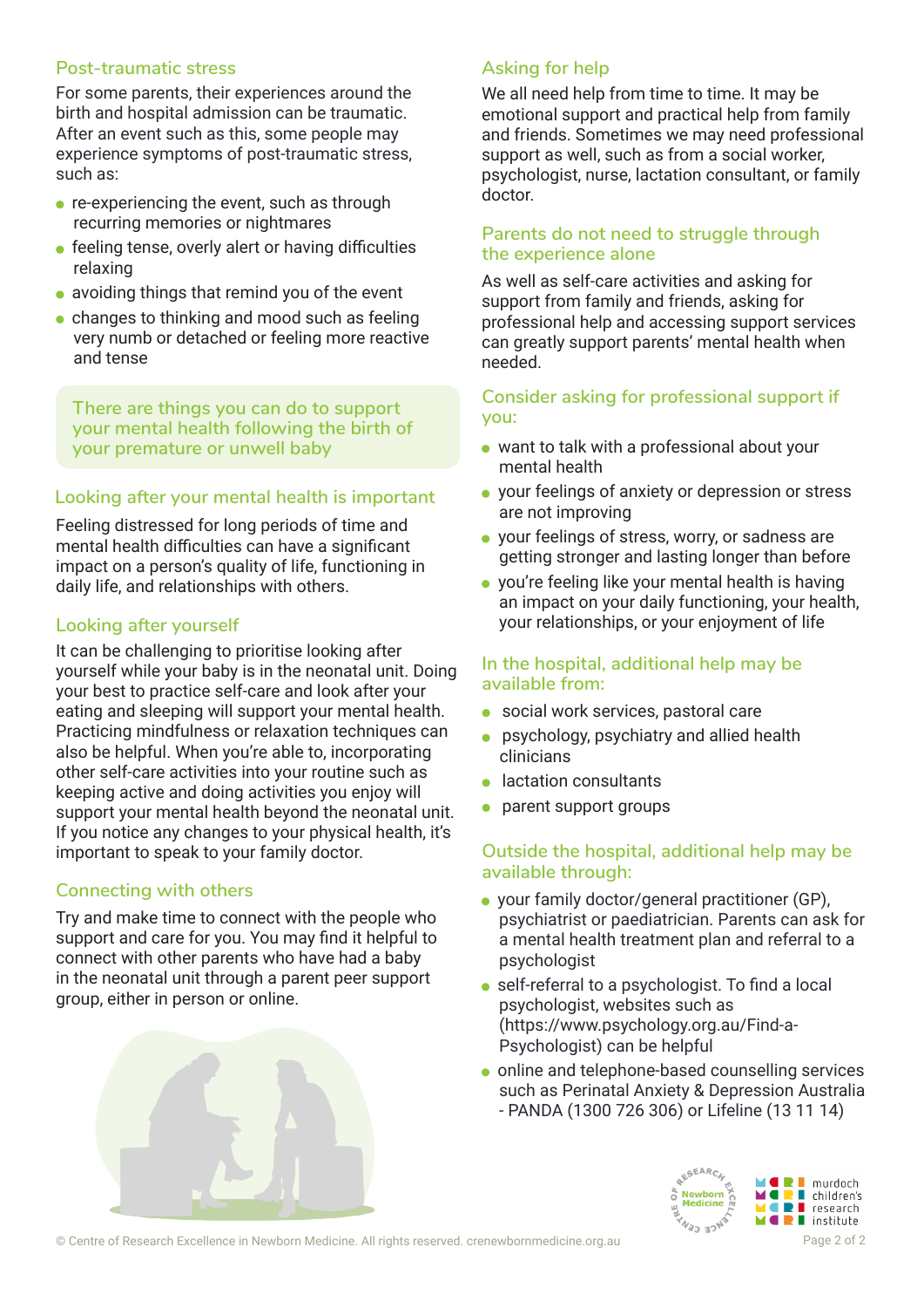## Post-traumatic stress

For some parents, their experiences around the birth and hospital admission can be traumatic. After an event such as this, some people may experience symptoms of post-traumatic stress, such as:

- re-experiencing the event, such as through recurring memories or nightmares
- feeling tense, overly alert or having difficulties relaxing
- avoiding things that remind you of the event
- changes to thinking and mood such as feeling very numb or detached or feeling more reactive and tense

**There are things you can do to support your mental health following the birth of your premature or unwell baby**

## Looking after your mental health is important

Feeling distressed for long periods of time and mental health difficulties can have a significant impact on a person's quality of life, functioning in daily life, and relationships with others.

## Looking after yourself

It can be challenging to prioritise looking after yourself while your baby is in the neonatal unit. Doing your best to practice self-care and look after your eating and sleeping will support your mental health. Practicing mindfulness or relaxation techniques can also be helpful. When you're able to, incorporating other self-care activities into your routine such as keeping active and doing activities you enjoy will support your mental health beyond the neonatal unit. If you notice any changes to your physical health, it's important to speak to your family doctor.

## Connecting with others

Try and make time to connect with the people who support and care for you. You may find it helpful to connect with other parents who have had a baby in the neonatal unit through a parent peer support group, either in person or online.

## Asking for help

We all need help from time to time. It may be emotional support and practical help from family and friends. Sometimes we may need professional support as well, such as from a social worker, psychologist, nurse, lactation consultant, or family doctor.

## Parents do not need to struggle through the experience alone

As well as self-care activities and asking for support from family and friends, asking for professional help and accessing support services can greatly support parents' mental health when needed.

## Consider asking for professional support if you:

- want to talk with a professional about your mental health
- your feelings of anxiety or depression or stress are not improving
- your feelings of stress, worry, or sadness are getting stronger and lasting longer than before
- you're feeling like your mental health is having an impact on your daily functioning, your health, your relationships, or your enjoyment of life

## In the hospital, additional help may be available from:

- social work services, pastoral care
- psychology, psychiatry and allied health clinicians
- lactation consultants
- parent support groups

## Outside the hospital, additional help may be available through:

- your family doctor/general practitioner (GP), psychiatrist or paediatrician. Parents can ask for a mental health treatment plan and referral to a psychologist
- self-referral to a psychologist. To find a local psychologist, websites such as (https://www.psychology.org.au/Find-a-Psychologist) can be helpful
- online and telephone-based counselling services such as Perinatal Anxiety & Depression Australia - PANDA (1300 726 306) or Lifeline (13 11 14)

© Centre of Research Excellence in Newborn Medicine. All rights reserved. crenewbornmedicine.org.au